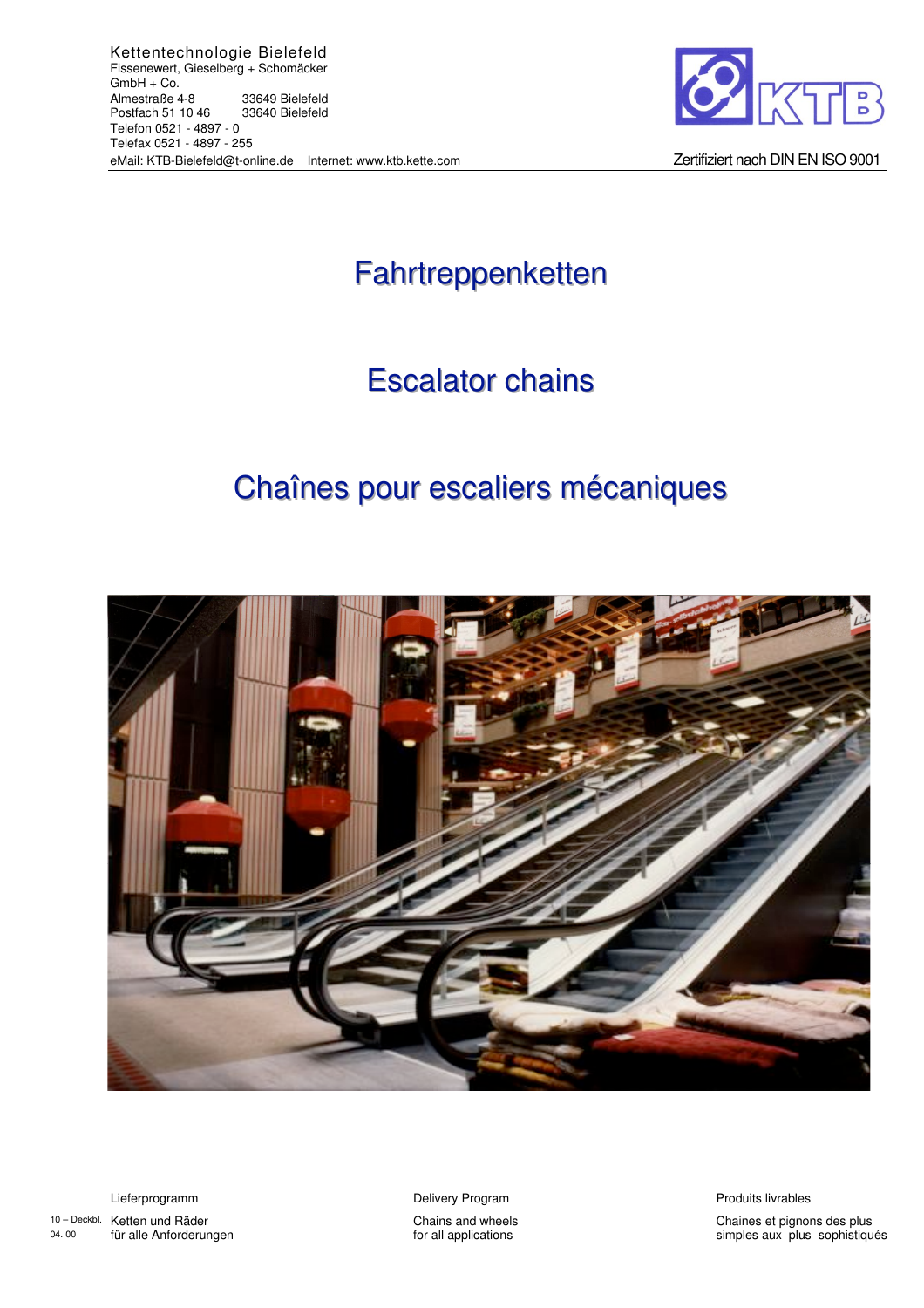Kettentechnologie Bielefeld
Fissenewert, Gieselberg + Schomäcker
GmbH + Co.
Almestraße 4-8 33649 Bielefeld
Postfach 51 10 46 33640 Bielefeld
Telefon 0521 - 4897 - 0
Telefax 0521 - 4897 - 255
eMail: KTB-Bielefeld@t-online.de Internet: www.ktb.kette.com

KTB

Zertifiziert nach DIN EN ISO 9001

# Fahrtreppenketten

# Escalator chains

# Chaînes pour escaliers mécaniques

| Lieferprogramm | Delivery Program | Produits livrables |
|---|---|---|
| Ketten und Räder für alle Anforderungen | Chains and wheels for all applications | Chaines et pignons des plus simples aux plus sophistiqués |

10 – Deckbl.
04. 00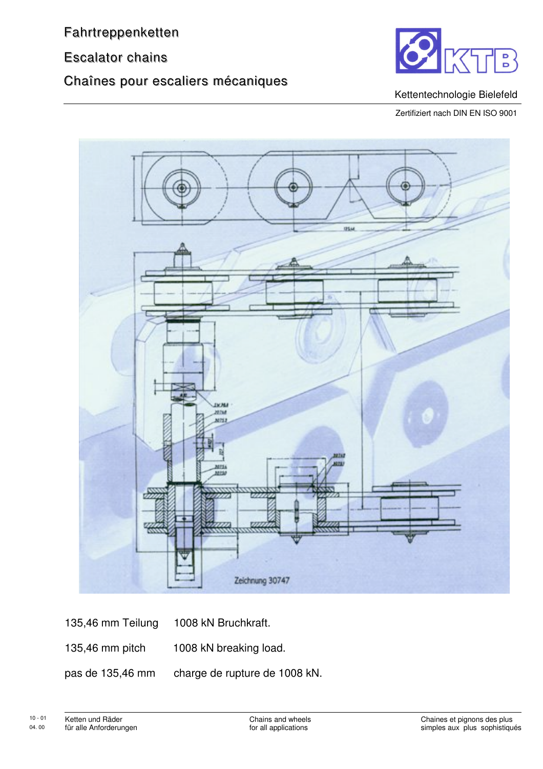# Fahrtreppenketten

# Escalator chains

# Chaînes pour escaliers mécaniques

KTB

Kettentechnologie Bielefeld

Zertifiziert nach DIN EN ISO 9001

Zeichnung 30747

| | |
|---|---|
| 135,46 mm Teilung | 1008 kN Bruchkraft. |
| 135,46 mm pitch | 1008 kN breaking load. |
| pas de 135,46 mm | charge de rupture de 1008 kN. |

10 - 01
04. 00

Ketten und Räder für alle Anforderungen | Chains and wheels for all applications | Chaines et pignons des plus simples aux plus sophistiqués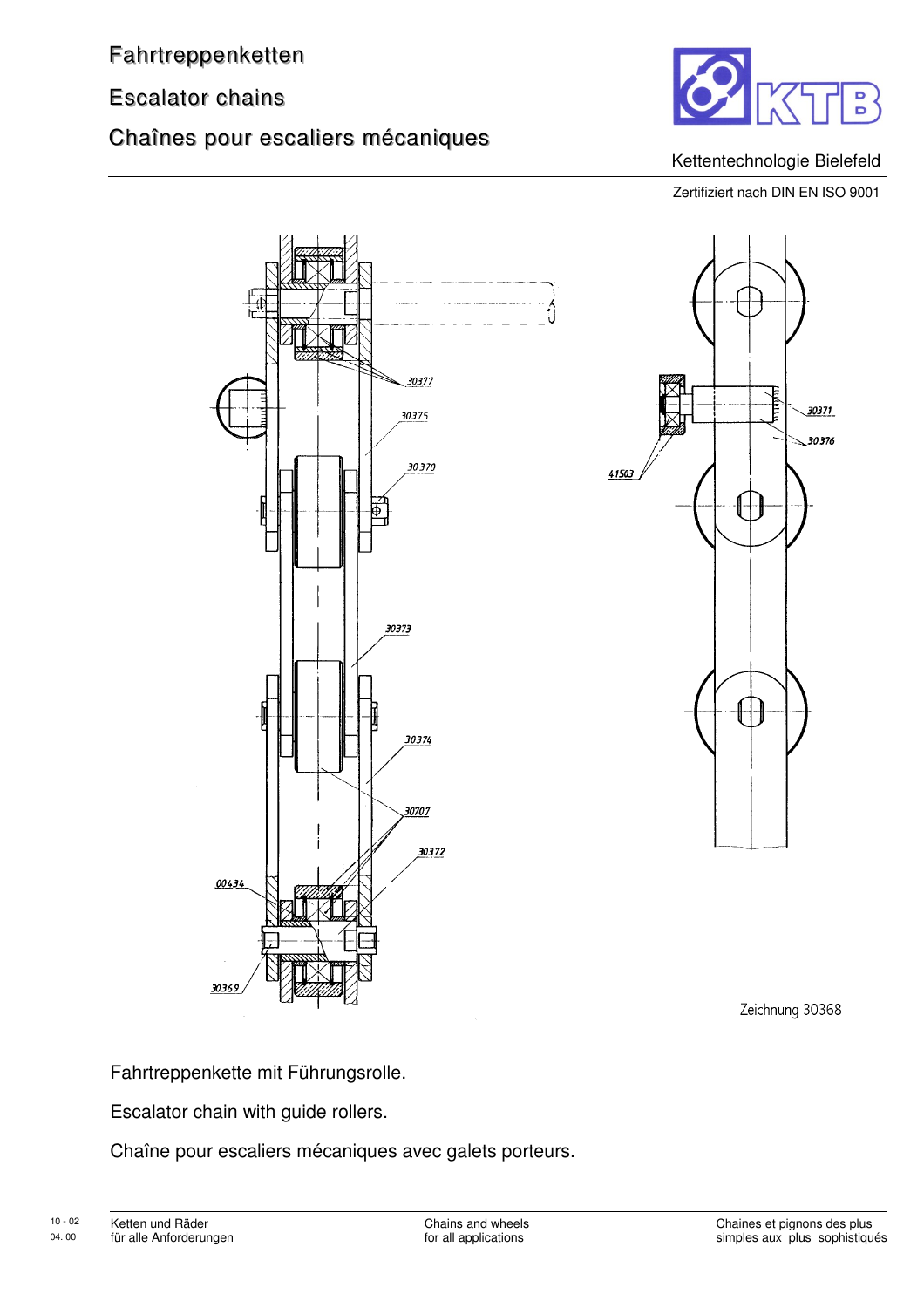# Fahrtreppenketten

# Escalator chains

# Chaînes pour escaliers mécaniques

KTB

Kettentechnologie Bielefeld

Zertifiziert nach DIN EN ISO 9001

30377

30375

30370

30373

30374

30707

30372

00434

30369

30371

30376

41503

Zeichnung 30368

Fahrtreppenkette mit Führungsrolle.

Escalator chain with guide rollers.

Chaîne pour escaliers mécaniques avec galets porteurs.

10 - 02
04. 00

Ketten und Räder
für alle Anforderungen

Chains and wheels
for all applications

Chaines et pignons des plus
simples aux plus sophistiqués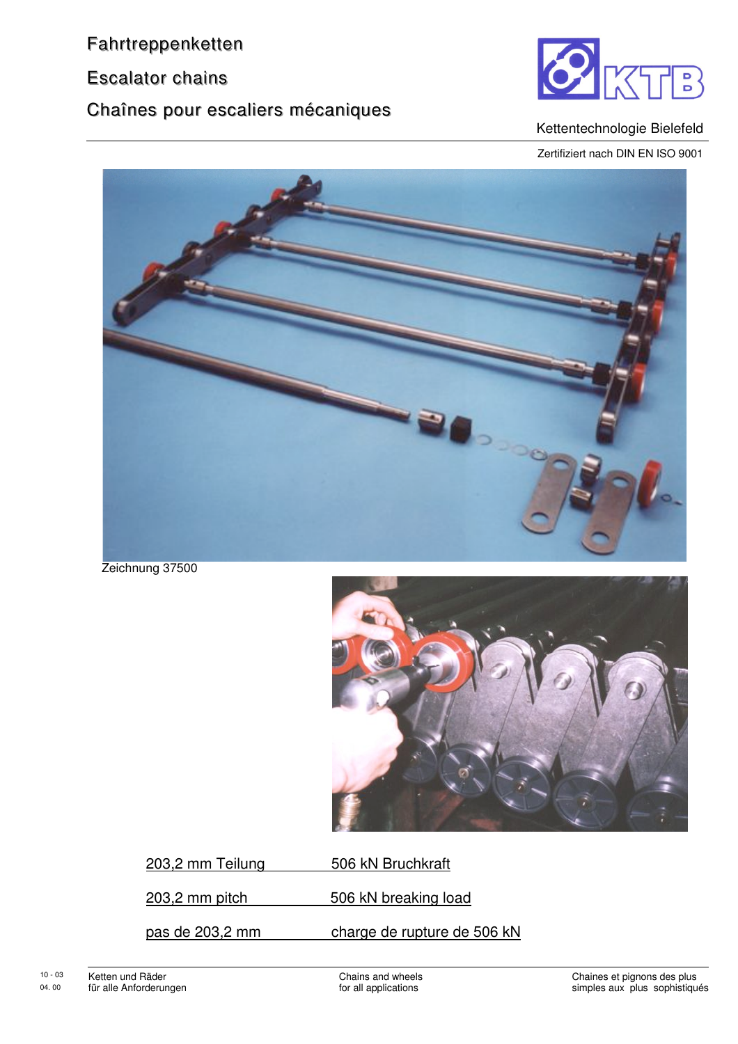# Fahrtreppenketten

# Escalator chains

# Chaînes pour escaliers mécaniques

Kettentechnologie Bielefeld

Zertifiziert nach DIN EN ISO 9001

Zeichnung 37500

| | |
|---|---|
| 203,2 mm Teilung | 506 kN Bruchkraft |
| 203,2 mm pitch | 506 kN breaking load |
| pas de 203,2 mm | charge de rupture de 506 kN |

10 - 03
04. 00

Ketten und Räder
für alle Anforderungen

Chains and wheels
for all applications

Chaines et pignons des plus
simples aux plus sophistiqués